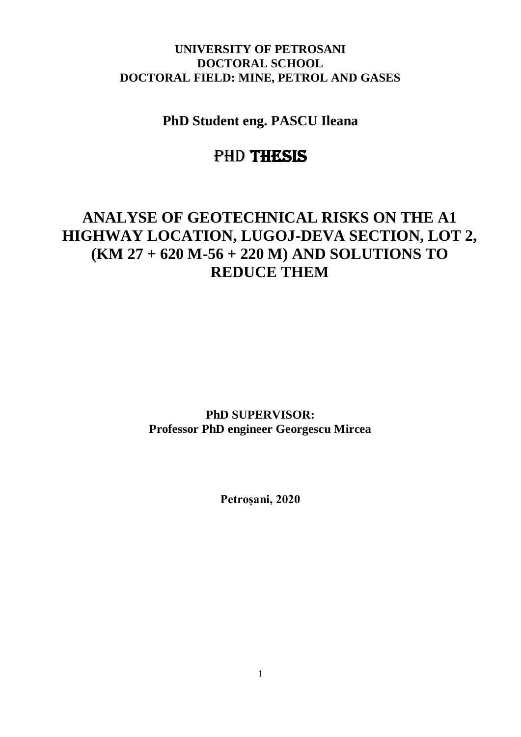**UNIVERSITY OF PETROSANI**
**DOCTORAL SCHOOL**
**DOCTORAL FIELD: MINE, PETROL AND GASES**

**PhD Student eng. PASCU Ileana**

# PHD THESIS

# ANALYSE OF GEOTECHNICAL RISKS ON THE A1 HIGHWAY LOCATION, LUGOJ-DEVA SECTION, LOT 2, (KM 27 + 620 M-56 + 220 M) AND SOLUTIONS TO REDUCE THEM

**PhD SUPERVISOR:**
**Professor PhD engineer Georgescu Mircea**

**Petroșani, 2020**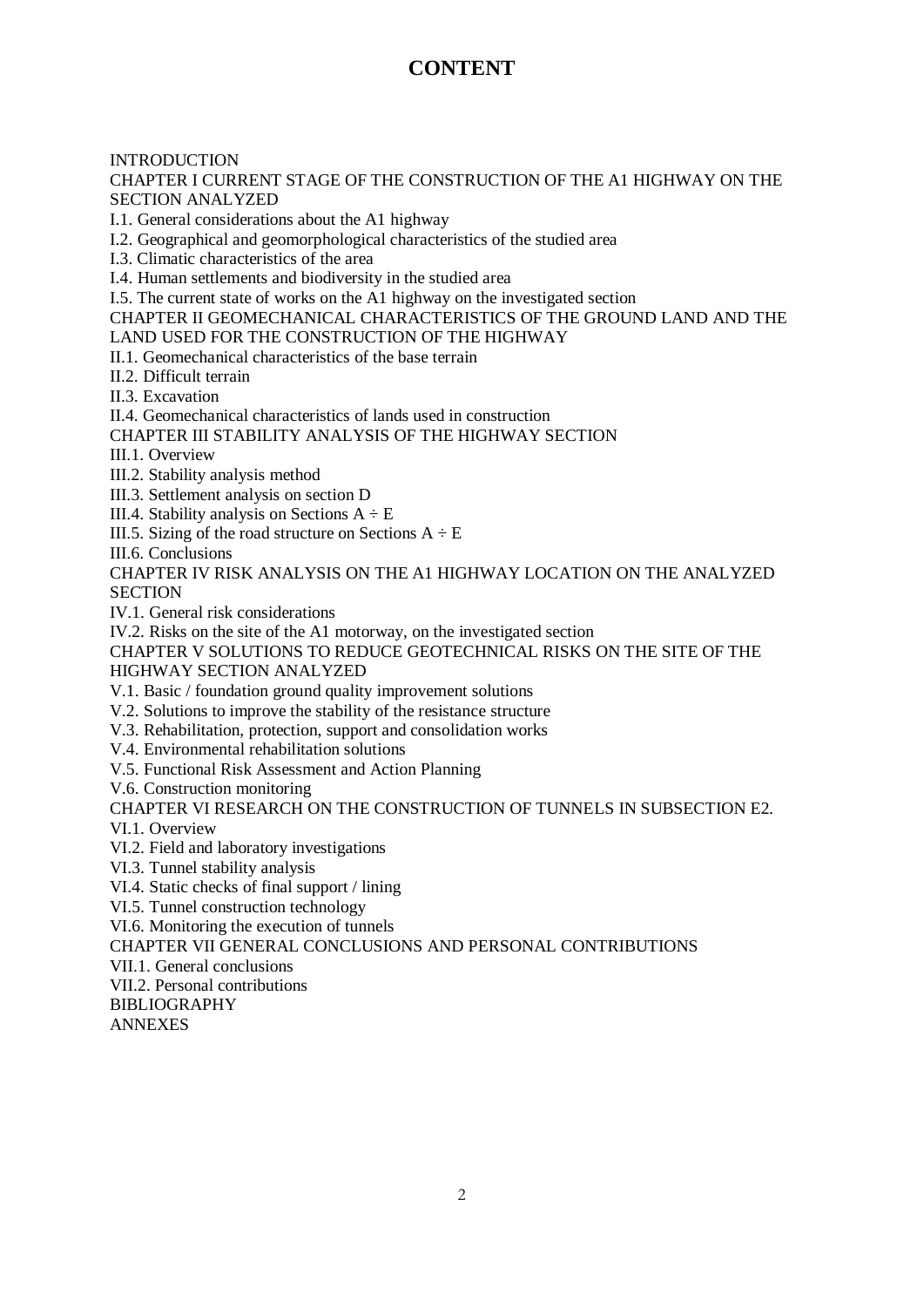# CONTENT

INTRODUCTION

CHAPTER I CURRENT STAGE OF THE CONSTRUCTION OF THE A1 HIGHWAY ON THE SECTION ANALYZED

I.1. General considerations about the A1 highway

I.2. Geographical and geomorphological characteristics of the studied area

I.3. Climatic characteristics of the area

I.4. Human settlements and biodiversity in the studied area

I.5. The current state of works on the A1 highway on the investigated section

CHAPTER II GEOMECHANICAL CHARACTERISTICS OF THE GROUND LAND AND THE LAND USED FOR THE CONSTRUCTION OF THE HIGHWAY

II.1. Geomechanical characteristics of the base terrain

II.2. Difficult terrain

II.3. Excavation

II.4. Geomechanical characteristics of lands used in construction

CHAPTER III STABILITY ANALYSIS OF THE HIGHWAY SECTION

III.1. Overview

III.2. Stability analysis method

III.3. Settlement analysis on section D

III.4. Stability analysis on Sections A ÷ E

III.5. Sizing of the road structure on Sections A ÷ E

III.6. Conclusions

CHAPTER IV RISK ANALYSIS ON THE A1 HIGHWAY LOCATION ON THE ANALYZED SECTION

IV.1. General risk considerations

IV.2. Risks on the site of the A1 motorway, on the investigated section

CHAPTER V SOLUTIONS TO REDUCE GEOTECHNICAL RISKS ON THE SITE OF THE HIGHWAY SECTION ANALYZED

V.1. Basic / foundation ground quality improvement solutions

V.2. Solutions to improve the stability of the resistance structure

V.3. Rehabilitation, protection, support and consolidation works

V.4. Environmental rehabilitation solutions

V.5. Functional Risk Assessment and Action Planning

V.6. Construction monitoring

CHAPTER VI RESEARCH ON THE CONSTRUCTION OF TUNNELS IN SUBSECTION E2.

VI.1. Overview

VI.2. Field and laboratory investigations

VI.3. Tunnel stability analysis

VI.4. Static checks of final support / lining

VI.5. Tunnel construction technology

VI.6. Monitoring the execution of tunnels

CHAPTER VII GENERAL CONCLUSIONS AND PERSONAL CONTRIBUTIONS

VII.1. General conclusions

VII.2. Personal contributions

BIBLIOGRAPHY

ANNEXES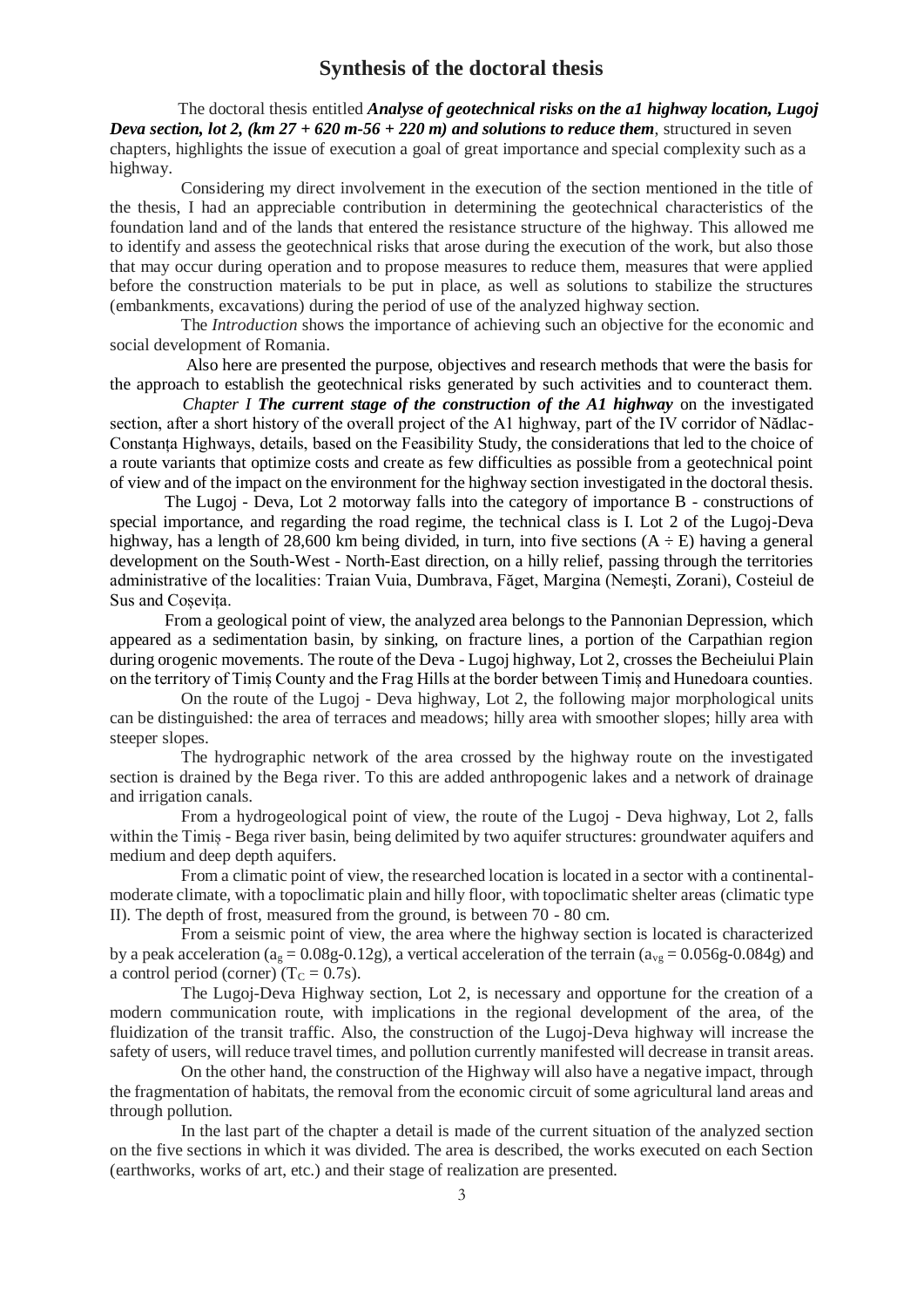# Synthesis of the doctoral thesis

The doctoral thesis entitled ***Analyse of geotechnical risks on the a1 highway location, Lugoj Deva section, lot 2, (km 27 + 620 m-56 + 220 m) and solutions to reduce them***, structured in seven chapters, highlights the issue of execution a goal of great importance and special complexity such as a highway.

Considering my direct involvement in the execution of the section mentioned in the title of the thesis, I had an appreciable contribution in determining the geotechnical characteristics of the foundation land and of the lands that entered the resistance structure of the highway. This allowed me to identify and assess the geotechnical risks that arose during the execution of the work, but also those that may occur during operation and to propose measures to reduce them, measures that were applied before the construction materials to be put in place, as well as solutions to stabilize the structures (embankments, excavations) during the period of use of the analyzed highway section.

The *Introduction* shows the importance of achieving such an objective for the economic and social development of Romania.

Also here are presented the purpose, objectives and research methods that were the basis for the approach to establish the geotechnical risks generated by such activities and to counteract them.

*Chapter I* ***The current stage of the construction of the A1 highway*** on the investigated section, after a short history of the overall project of the A1 highway, part of the IV corridor of Nădlac-Constanța Highways, details, based on the Feasibility Study, the considerations that led to the choice of a route variants that optimize costs and create as few difficulties as possible from a geotechnical point of view and of the impact on the environment for the highway section investigated in the doctoral thesis.

The Lugoj - Deva, Lot 2 motorway falls into the category of importance B - constructions of special importance, and regarding the road regime, the technical class is I. Lot 2 of the Lugoj-Deva highway, has a length of 28,600 km being divided, in turn, into five sections (A ÷ E) having a general development on the South-West - North-East direction, on a hilly relief, passing through the territories administrative of the localities: Traian Vuia, Dumbrava, Făget, Margina (Nemeşti, Zorani), Costeiul de Sus and Coșevița.

From a geological point of view, the analyzed area belongs to the Pannonian Depression, which appeared as a sedimentation basin, by sinking, on fracture lines, a portion of the Carpathian region during orogenic movements. The route of the Deva - Lugoj highway, Lot 2, crosses the Becheiului Plain on the territory of Timiș County and the Frag Hills at the border between Timiș and Hunedoara counties.

On the route of the Lugoj - Deva highway, Lot 2, the following major morphological units can be distinguished: the area of terraces and meadows; hilly area with smoother slopes; hilly area with steeper slopes.

The hydrographic network of the area crossed by the highway route on the investigated section is drained by the Bega river. To this are added anthropogenic lakes and a network of drainage and irrigation canals.

From a hydrogeological point of view, the route of the Lugoj - Deva highway, Lot 2, falls within the Timiș - Bega river basin, being delimited by two aquifer structures: groundwater aquifers and medium and deep depth aquifers.

From a climatic point of view, the researched location is located in a sector with a continental-moderate climate, with a topoclimatic plain and hilly floor, with topoclimatic shelter areas (climatic type II). The depth of frost, measured from the ground, is between 70 - 80 cm.

From a seismic point of view, the area where the highway section is located is characterized by a peak acceleration ($a_g$ = 0.08g-0.12g), a vertical acceleration of the terrain ($a_{vg}$ = 0.056g-0.084g) and a control period (corner) ($T_C$ = 0.7s).

The Lugoj-Deva Highway section, Lot 2, is necessary and opportune for the creation of a modern communication route, with implications in the regional development of the area, of the fluidization of the transit traffic. Also, the construction of the Lugoj-Deva highway will increase the safety of users, will reduce travel times, and pollution currently manifested will decrease in transit areas.

On the other hand, the construction of the Highway will also have a negative impact, through the fragmentation of habitats, the removal from the economic circuit of some agricultural land areas and through pollution.

In the last part of the chapter a detail is made of the current situation of the analyzed section on the five sections in which it was divided. The area is described, the works executed on each Section (earthworks, works of art, etc.) and their stage of realization are presented.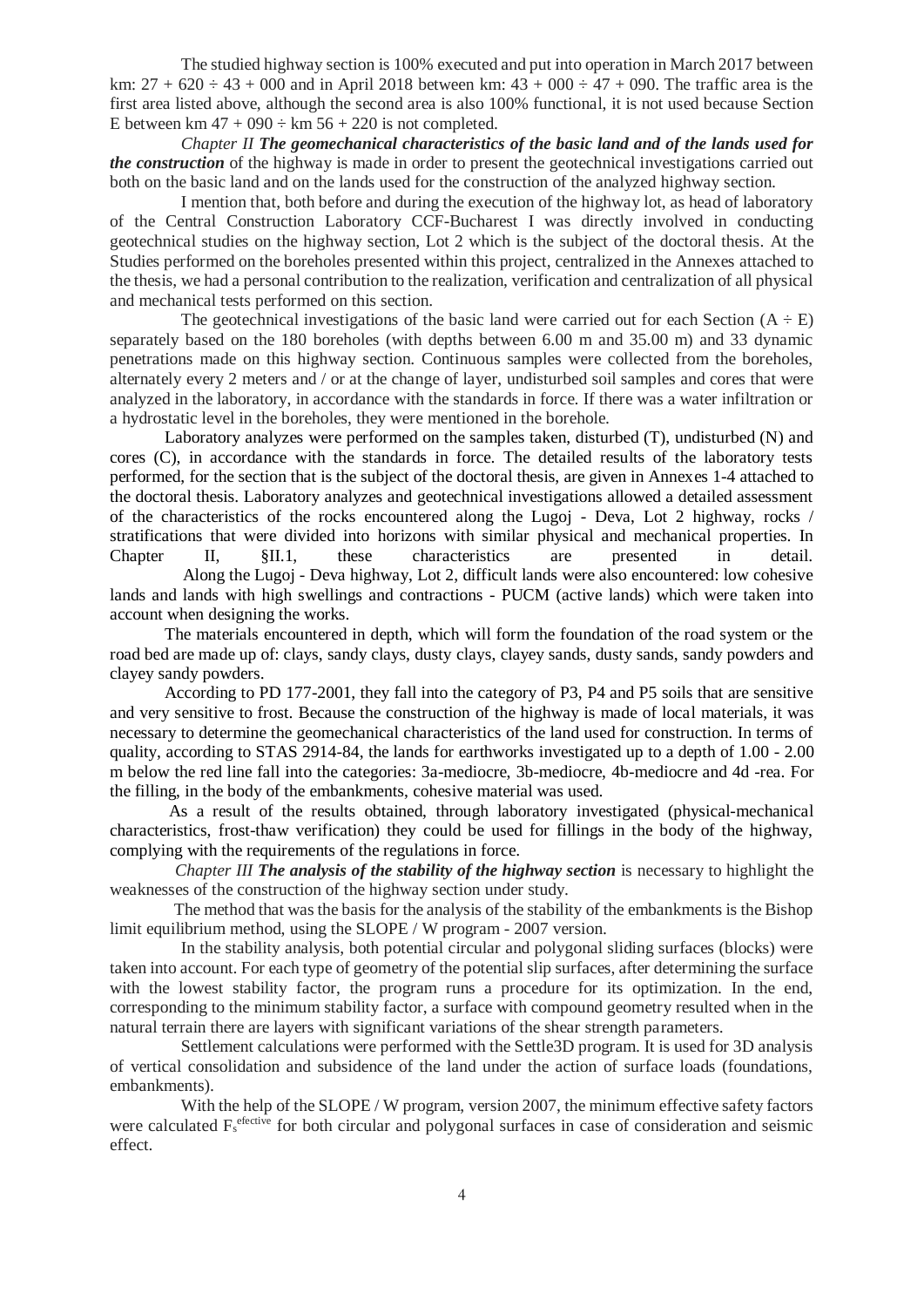The studied highway section is 100% executed and put into operation in March 2017 between km: 27 + 620 ÷ 43 + 000 and in April 2018 between km: 43 + 000 ÷ 47 + 090. The traffic area is the first area listed above, although the second area is also 100% functional, it is not used because Section E between km 47 + 090 ÷ km 56 + 220 is not completed.

*Chapter II* ***The geomechanical characteristics of the basic land and of the lands used for the construction*** of the highway is made in order to present the geotechnical investigations carried out both on the basic land and on the lands used for the construction of the analyzed highway section.

I mention that, both before and during the execution of the highway lot, as head of laboratory of the Central Construction Laboratory CCF-Bucharest I was directly involved in conducting geotechnical studies on the highway section, Lot 2 which is the subject of the doctoral thesis. At the Studies performed on the boreholes presented within this project, centralized in the Annexes attached to the thesis, we had a personal contribution to the realization, verification and centralization of all physical and mechanical tests performed on this section.

The geotechnical investigations of the basic land were carried out for each Section (A ÷ E) separately based on the 180 boreholes (with depths between 6.00 m and 35.00 m) and 33 dynamic penetrations made on this highway section. Continuous samples were collected from the boreholes, alternately every 2 meters and / or at the change of layer, undisturbed soil samples and cores that were analyzed in the laboratory, in accordance with the standards in force. If there was a water infiltration or a hydrostatic level in the boreholes, they were mentioned in the borehole.

Laboratory analyzes were performed on the samples taken, disturbed (T), undisturbed (N) and cores (C), in accordance with the standards in force. The detailed results of the laboratory tests performed, for the section that is the subject of the doctoral thesis, are given in Annexes 1-4 attached to the doctoral thesis. Laboratory analyzes and geotechnical investigations allowed a detailed assessment of the characteristics of the rocks encountered along the Lugoj - Deva, Lot 2 highway, rocks / stratifications that were divided into horizons with similar physical and mechanical properties. In Chapter II, §II.1, these characteristics are presented in detail.

Along the Lugoj - Deva highway, Lot 2, difficult lands were also encountered: low cohesive lands and lands with high swellings and contractions - PUCM (active lands) which were taken into account when designing the works.

The materials encountered in depth, which will form the foundation of the road system or the road bed are made up of: clays, sandy clays, dusty clays, clayey sands, dusty sands, sandy powders and clayey sandy powders.

According to PD 177-2001, they fall into the category of P3, P4 and P5 soils that are sensitive and very sensitive to frost. Because the construction of the highway is made of local materials, it was necessary to determine the geomechanical characteristics of the land used for construction. In terms of quality, according to STAS 2914-84, the lands for earthworks investigated up to a depth of 1.00 - 2.00 m below the red line fall into the categories: 3a-mediocre, 3b-mediocre, 4b-mediocre and 4d -rea. For the filling, in the body of the embankments, cohesive material was used.

As a result of the results obtained, through laboratory investigated (physical-mechanical characteristics, frost-thaw verification) they could be used for fillings in the body of the highway, complying with the requirements of the regulations in force.

*Chapter III* ***The analysis of the stability of the highway section*** is necessary to highlight the weaknesses of the construction of the highway section under study.

The method that was the basis for the analysis of the stability of the embankments is the Bishop limit equilibrium method, using the SLOPE / W program - 2007 version.

In the stability analysis, both potential circular and polygonal sliding surfaces (blocks) were taken into account. For each type of geometry of the potential slip surfaces, after determining the surface with the lowest stability factor, the program runs a procedure for its optimization. In the end, corresponding to the minimum stability factor, a surface with compound geometry resulted when in the natural terrain there are layers with significant variations of the shear strength parameters.

Settlement calculations were performed with the Settle3D program. It is used for 3D analysis of vertical consolidation and subsidence of the land under the action of surface loads (foundations, embankments).

With the help of the SLOPE / W program, version 2007, the minimum effective safety factors were calculated $F_s^{efective}$ for both circular and polygonal surfaces in case of consideration and seismic effect.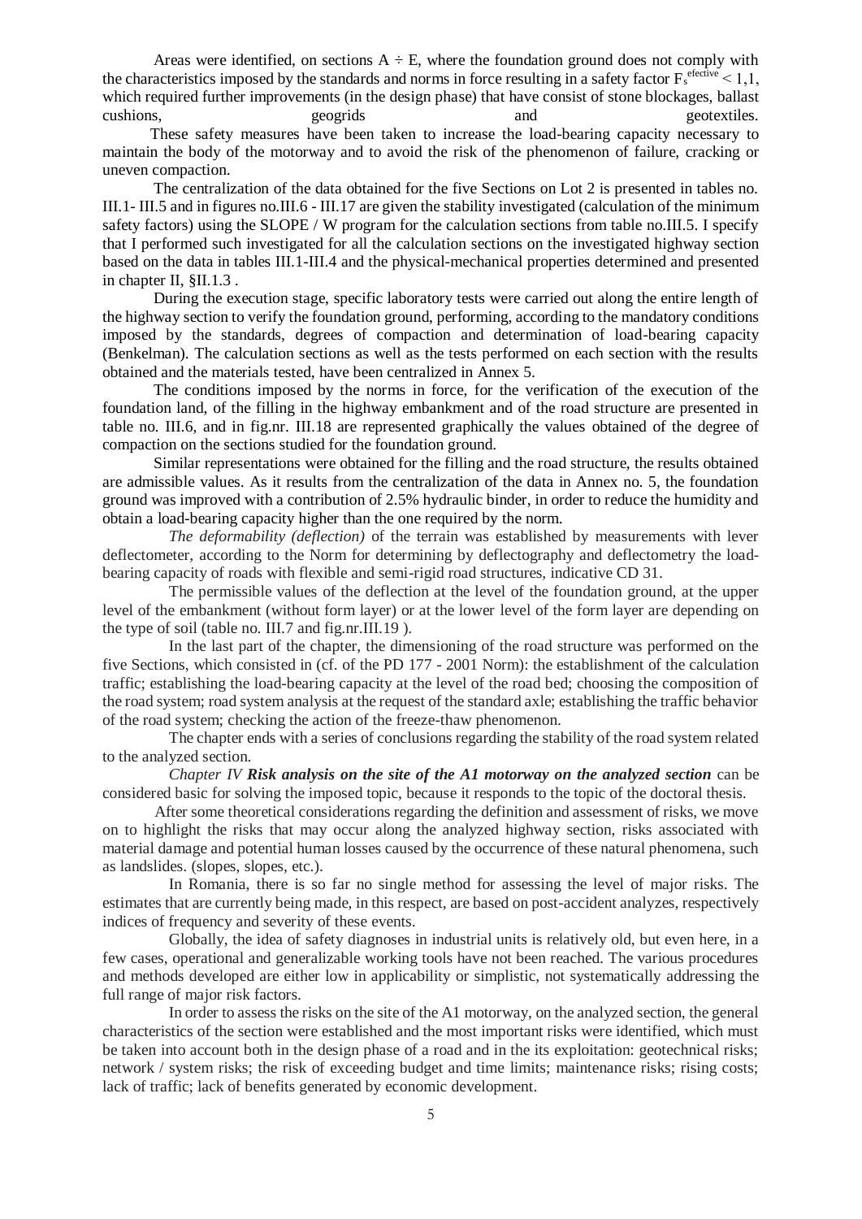Areas were identified, on sections A ÷ E, where the foundation ground does not comply with the characteristics imposed by the standards and norms in force resulting in a safety factor $F_s^{efective} < 1,1$, which required further improvements (in the design phase) that have consist of stone blockages, ballast cushions, geogrids and geotextiles.

These safety measures have been taken to increase the load-bearing capacity necessary to maintain the body of the motorway and to avoid the risk of the phenomenon of failure, cracking or uneven compaction.

The centralization of the data obtained for the five Sections on Lot 2 is presented in tables no. III.1- III.5 and in figures no.III.6 - III.17 are given the stability investigated (calculation of the minimum safety factors) using the SLOPE / W program for the calculation sections from table no.III.5. I specify that I performed such investigated for all the calculation sections on the investigated highway section based on the data in tables III.1-III.4 and the physical-mechanical properties determined and presented in chapter II, §II.1.3 .

During the execution stage, specific laboratory tests were carried out along the entire length of the highway section to verify the foundation ground, performing, according to the mandatory conditions imposed by the standards, degrees of compaction and determination of load-bearing capacity (Benkelman). The calculation sections as well as the tests performed on each section with the results obtained and the materials tested, have been centralized in Annex 5.

The conditions imposed by the norms in force, for the verification of the execution of the foundation land, of the filling in the highway embankment and of the road structure are presented in table no. III.6, and in fig.nr. III.18 are represented graphically the values obtained of the degree of compaction on the sections studied for the foundation ground.

Similar representations were obtained for the filling and the road structure, the results obtained are admissible values. As it results from the centralization of the data in Annex no. 5, the foundation ground was improved with a contribution of 2.5% hydraulic binder, in order to reduce the humidity and obtain a load-bearing capacity higher than the one required by the norm.

*The deformability (deflection)* of the terrain was established by measurements with lever deflectometer, according to the Norm for determining by deflectography and deflectometry the load-bearing capacity of roads with flexible and semi-rigid road structures, indicative CD 31.

The permissible values of the deflection at the level of the foundation ground, at the upper level of the embankment (without form layer) or at the lower level of the form layer are depending on the type of soil (table no. III.7 and fig.nr.III.19 ).

In the last part of the chapter, the dimensioning of the road structure was performed on the five Sections, which consisted in (cf. of the PD 177 - 2001 Norm): the establishment of the calculation traffic; establishing the load-bearing capacity at the level of the road bed; choosing the composition of the road system; road system analysis at the request of the standard axle; establishing the traffic behavior of the road system; checking the action of the freeze-thaw phenomenon.

The chapter ends with a series of conclusions regarding the stability of the road system related to the analyzed section.

*Chapter IV* ***Risk analysis on the site of the A1 motorway on the analyzed section*** can be considered basic for solving the imposed topic, because it responds to the topic of the doctoral thesis.

After some theoretical considerations regarding the definition and assessment of risks, we move on to highlight the risks that may occur along the analyzed highway section, risks associated with material damage and potential human losses caused by the occurrence of these natural phenomena, such as landslides. (slopes, slopes, etc.).

In Romania, there is so far no single method for assessing the level of major risks. The estimates that are currently being made, in this respect, are based on post-accident analyzes, respectively indices of frequency and severity of these events.

Globally, the idea of safety diagnoses in industrial units is relatively old, but even here, in a few cases, operational and generalizable working tools have not been reached. The various procedures and methods developed are either low in applicability or simplistic, not systematically addressing the full range of major risk factors.

In order to assess the risks on the site of the A1 motorway, on the analyzed section, the general characteristics of the section were established and the most important risks were identified, which must be taken into account both in the design phase of a road and in the its exploitation: geotechnical risks; network / system risks; the risk of exceeding budget and time limits; maintenance risks; rising costs; lack of traffic; lack of benefits generated by economic development.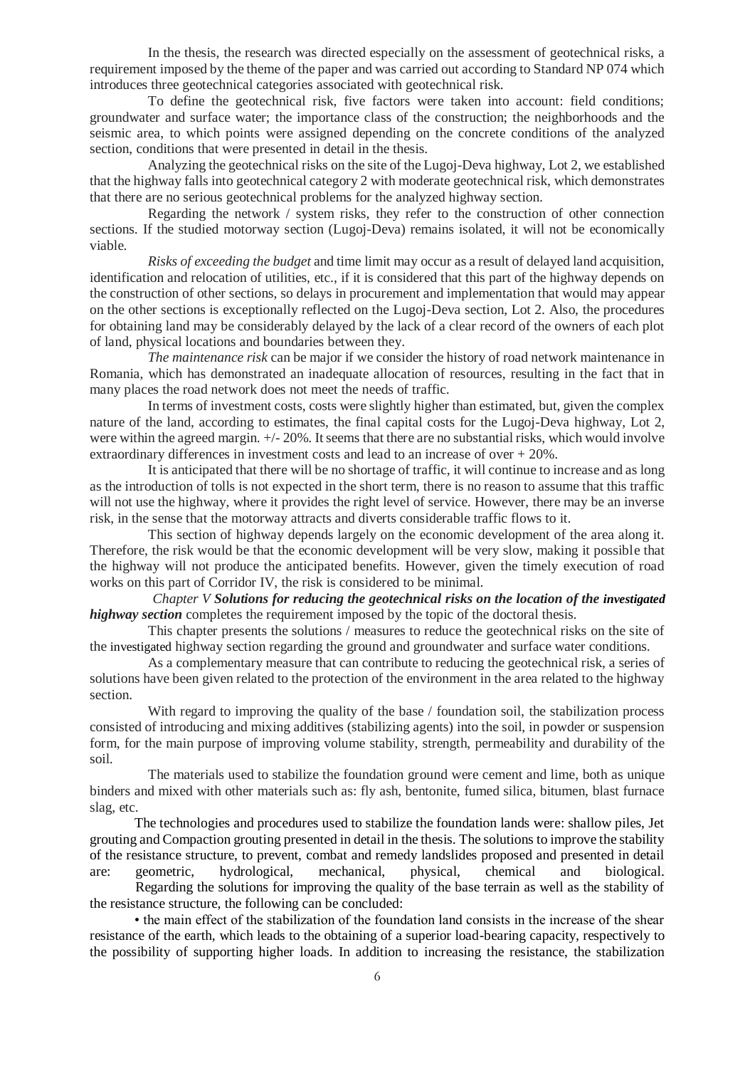In the thesis, the research was directed especially on the assessment of geotechnical risks, a requirement imposed by the theme of the paper and was carried out according to Standard NP 074 which introduces three geotechnical categories associated with geotechnical risk.

To define the geotechnical risk, five factors were taken into account: field conditions; groundwater and surface water; the importance class of the construction; the neighborhoods and the seismic area, to which points were assigned depending on the concrete conditions of the analyzed section, conditions that were presented in detail in the thesis.

Analyzing the geotechnical risks on the site of the Lugoj-Deva highway, Lot 2, we established that the highway falls into geotechnical category 2 with moderate geotechnical risk, which demonstrates that there are no serious geotechnical problems for the analyzed highway section.

Regarding the network / system risks, they refer to the construction of other connection sections. If the studied motorway section (Lugoj-Deva) remains isolated, it will not be economically viable.

*Risks of exceeding the budget* and time limit may occur as a result of delayed land acquisition, identification and relocation of utilities, etc., if it is considered that this part of the highway depends on the construction of other sections, so delays in procurement and implementation that would may appear on the other sections is exceptionally reflected on the Lugoj-Deva section, Lot 2. Also, the procedures for obtaining land may be considerably delayed by the lack of a clear record of the owners of each plot of land, physical locations and boundaries between they.

*The maintenance risk* can be major if we consider the history of road network maintenance in Romania, which has demonstrated an inadequate allocation of resources, resulting in the fact that in many places the road network does not meet the needs of traffic.

In terms of investment costs, costs were slightly higher than estimated, but, given the complex nature of the land, according to estimates, the final capital costs for the Lugoj-Deva highway, Lot 2, were within the agreed margin. +/- 20%. It seems that there are no substantial risks, which would involve extraordinary differences in investment costs and lead to an increase of over + 20%.

It is anticipated that there will be no shortage of traffic, it will continue to increase and as long as the introduction of tolls is not expected in the short term, there is no reason to assume that this traffic will not use the highway, where it provides the right level of service. However, there may be an inverse risk, in the sense that the motorway attracts and diverts considerable traffic flows to it.

This section of highway depends largely on the economic development of the area along it. Therefore, the risk would be that the economic development will be very slow, making it possible that the highway will not produce the anticipated benefits. However, given the timely execution of road works on this part of Corridor IV, the risk is considered to be minimal.

*Chapter V* ***Solutions for reducing the geotechnical risks on the location of the investigated highway section*** completes the requirement imposed by the topic of the doctoral thesis.

This chapter presents the solutions / measures to reduce the geotechnical risks on the site of the investigated highway section regarding the ground and groundwater and surface water conditions.

As a complementary measure that can contribute to reducing the geotechnical risk, a series of solutions have been given related to the protection of the environment in the area related to the highway section.

With regard to improving the quality of the base / foundation soil, the stabilization process consisted of introducing and mixing additives (stabilizing agents) into the soil, in powder or suspension form, for the main purpose of improving volume stability, strength, permeability and durability of the soil.

The materials used to stabilize the foundation ground were cement and lime, both as unique binders and mixed with other materials such as: fly ash, bentonite, fumed silica, bitumen, blast furnace slag, etc.

The technologies and procedures used to stabilize the foundation lands were: shallow piles, Jet grouting and Compaction grouting presented in detail in the thesis. The solutions to improve the stability of the resistance structure, to prevent, combat and remedy landslides proposed and presented in detail are: geometric, hydrological, mechanical, physical, chemical and biological.

Regarding the solutions for improving the quality of the base terrain as well as the stability of the resistance structure, the following can be concluded:

• the main effect of the stabilization of the foundation land consists in the increase of the shear resistance of the earth, which leads to the obtaining of a superior load-bearing capacity, respectively to the possibility of supporting higher loads. In addition to increasing the resistance, the stabilization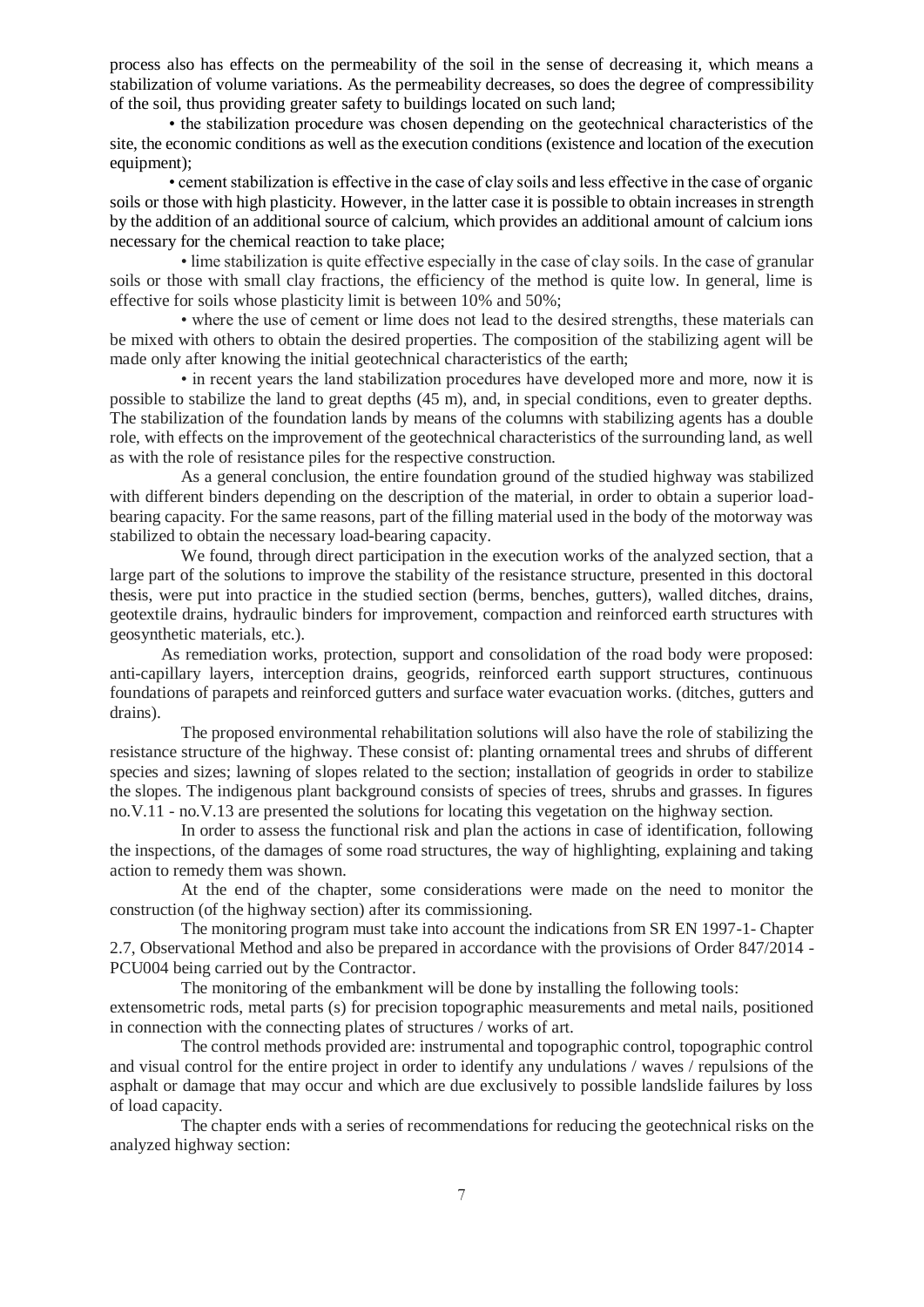process also has effects on the permeability of the soil in the sense of decreasing it, which means a stabilization of volume variations. As the permeability decreases, so does the degree of compressibility of the soil, thus providing greater safety to buildings located on such land;

• the stabilization procedure was chosen depending on the geotechnical characteristics of the site, the economic conditions as well as the execution conditions (existence and location of the execution equipment);

• cement stabilization is effective in the case of clay soils and less effective in the case of organic soils or those with high plasticity. However, in the latter case it is possible to obtain increases in strength by the addition of an additional source of calcium, which provides an additional amount of calcium ions necessary for the chemical reaction to take place;

• lime stabilization is quite effective especially in the case of clay soils. In the case of granular soils or those with small clay fractions, the efficiency of the method is quite low. In general, lime is effective for soils whose plasticity limit is between 10% and 50%;

• where the use of cement or lime does not lead to the desired strengths, these materials can be mixed with others to obtain the desired properties. The composition of the stabilizing agent will be made only after knowing the initial geotechnical characteristics of the earth;

• in recent years the land stabilization procedures have developed more and more, now it is possible to stabilize the land to great depths (45 m), and, in special conditions, even to greater depths. The stabilization of the foundation lands by means of the columns with stabilizing agents has a double role, with effects on the improvement of the geotechnical characteristics of the surrounding land, as well as with the role of resistance piles for the respective construction.

As a general conclusion, the entire foundation ground of the studied highway was stabilized with different binders depending on the description of the material, in order to obtain a superior load-bearing capacity. For the same reasons, part of the filling material used in the body of the motorway was stabilized to obtain the necessary load-bearing capacity.

We found, through direct participation in the execution works of the analyzed section, that a large part of the solutions to improve the stability of the resistance structure, presented in this doctoral thesis, were put into practice in the studied section (berms, benches, gutters), walled ditches, drains, geotextile drains, hydraulic binders for improvement, compaction and reinforced earth structures with geosynthetic materials, etc.).

As remediation works, protection, support and consolidation of the road body were proposed: anti-capillary layers, interception drains, geogrids, reinforced earth support structures, continuous foundations of parapets and reinforced gutters and surface water evacuation works. (ditches, gutters and drains).

The proposed environmental rehabilitation solutions will also have the role of stabilizing the resistance structure of the highway. These consist of: planting ornamental trees and shrubs of different species and sizes; lawning of slopes related to the section; installation of geogrids in order to stabilize the slopes. The indigenous plant background consists of species of trees, shrubs and grasses. In figures no.V.11 - no.V.13 are presented the solutions for locating this vegetation on the highway section.

In order to assess the functional risk and plan the actions in case of identification, following the inspections, of the damages of some road structures, the way of highlighting, explaining and taking action to remedy them was shown.

At the end of the chapter, some considerations were made on the need to monitor the construction (of the highway section) after its commissioning.

The monitoring program must take into account the indications from SR EN 1997-1- Chapter 2.7, Observational Method and also be prepared in accordance with the provisions of Order 847/2014 - PCU004 being carried out by the Contractor.

The monitoring of the embankment will be done by installing the following tools: extensometric rods, metal parts (s) for precision topographic measurements and metal nails, positioned in connection with the connecting plates of structures / works of art.

The control methods provided are: instrumental and topographic control, topographic control and visual control for the entire project in order to identify any undulations / waves / repulsions of the asphalt or damage that may occur and which are due exclusively to possible landslide failures by loss of load capacity.

The chapter ends with a series of recommendations for reducing the geotechnical risks on the analyzed highway section: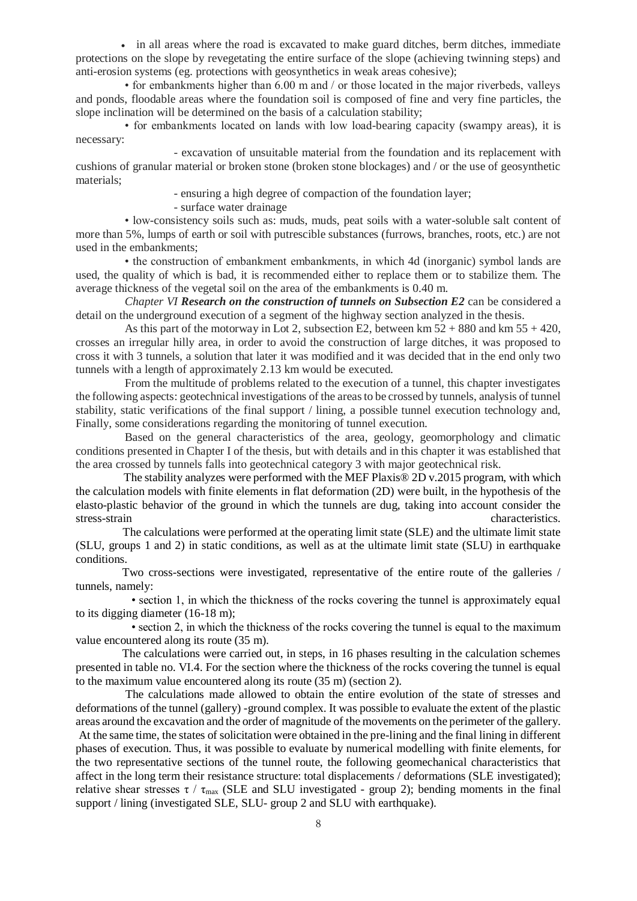- in all areas where the road is excavated to make guard ditches, berm ditches, immediate protections on the slope by revegetating the entire surface of the slope (achieving twinning steps) and anti-erosion systems (eg. protections with geosynthetics in weak areas cohesive);

• for embankments higher than 6.00 m and / or those located in the major riverbeds, valleys and ponds, floodable areas where the foundation soil is composed of fine and very fine particles, the slope inclination will be determined on the basis of a calculation stability;

• for embankments located on lands with low load-bearing capacity (swampy areas), it is necessary:

- excavation of unsuitable material from the foundation and its replacement with cushions of granular material or broken stone (broken stone blockages) and / or the use of geosynthetic materials;
- ensuring a high degree of compaction of the foundation layer;
- surface water drainage

• low-consistency soils such as: muds, muds, peat soils with a water-soluble salt content of more than 5%, lumps of earth or soil with putrescible substances (furrows, branches, roots, etc.) are not used in the embankments;

• the construction of embankment embankments, in which 4d (inorganic) symbol lands are used, the quality of which is bad, it is recommended either to replace them or to stabilize them. The average thickness of the vegetal soil on the area of the embankments is 0.40 m.

*Chapter VI **Research on the construction of tunnels on Subsection E2*** can be considered a detail on the underground execution of a segment of the highway section analyzed in the thesis.

As this part of the motorway in Lot 2, subsection E2, between km 52 + 880 and km 55 + 420, crosses an irregular hilly area, in order to avoid the construction of large ditches, it was proposed to cross it with 3 tunnels, a solution that later it was modified and it was decided that in the end only two tunnels with a length of approximately 2.13 km would be executed.

From the multitude of problems related to the execution of a tunnel, this chapter investigates the following aspects: geotechnical investigations of the areas to be crossed by tunnels, analysis of tunnel stability, static verifications of the final support / lining, a possible tunnel execution technology and, Finally, some considerations regarding the monitoring of tunnel execution.

Based on the general characteristics of the area, geology, geomorphology and climatic conditions presented in Chapter I of the thesis, but with details and in this chapter it was established that the area crossed by tunnels falls into geotechnical category 3 with major geotechnical risk.

The stability analyzes were performed with the MEF Plaxis® 2D v.2015 program, with which the calculation models with finite elements in flat deformation (2D) were built, in the hypothesis of the elasto-plastic behavior of the ground in which the tunnels are dug, taking into account consider the stress-strain characteristics.

The calculations were performed at the operating limit state (SLE) and the ultimate limit state (SLU, groups 1 and 2) in static conditions, as well as at the ultimate limit state (SLU) in earthquake conditions.

Two cross-sections were investigated, representative of the entire route of the galleries / tunnels, namely:

• section 1, in which the thickness of the rocks covering the tunnel is approximately equal to its digging diameter (16-18 m);

• section 2, in which the thickness of the rocks covering the tunnel is equal to the maximum value encountered along its route (35 m).

The calculations were carried out, in steps, in 16 phases resulting in the calculation schemes presented in table no. VI.4. For the section where the thickness of the rocks covering the tunnel is equal to the maximum value encountered along its route (35 m) (section 2).

The calculations made allowed to obtain the entire evolution of the state of stresses and deformations of the tunnel (gallery) -ground complex. It was possible to evaluate the extent of the plastic areas around the excavation and the order of magnitude of the movements on the perimeter of the gallery. At the same time, the states of solicitation were obtained in the pre-lining and the final lining in different phases of execution. Thus, it was possible to evaluate by numerical modelling with finite elements, for the two representative sections of the tunnel route, the following geomechanical characteristics that affect in the long term their resistance structure: total displacements / deformations (SLE investigated); relative shear stresses $\tau$ / $\tau_{max}$ (SLE and SLU investigated - group 2); bending moments in the final support / lining (investigated SLE, SLU- group 2 and SLU with earthquake).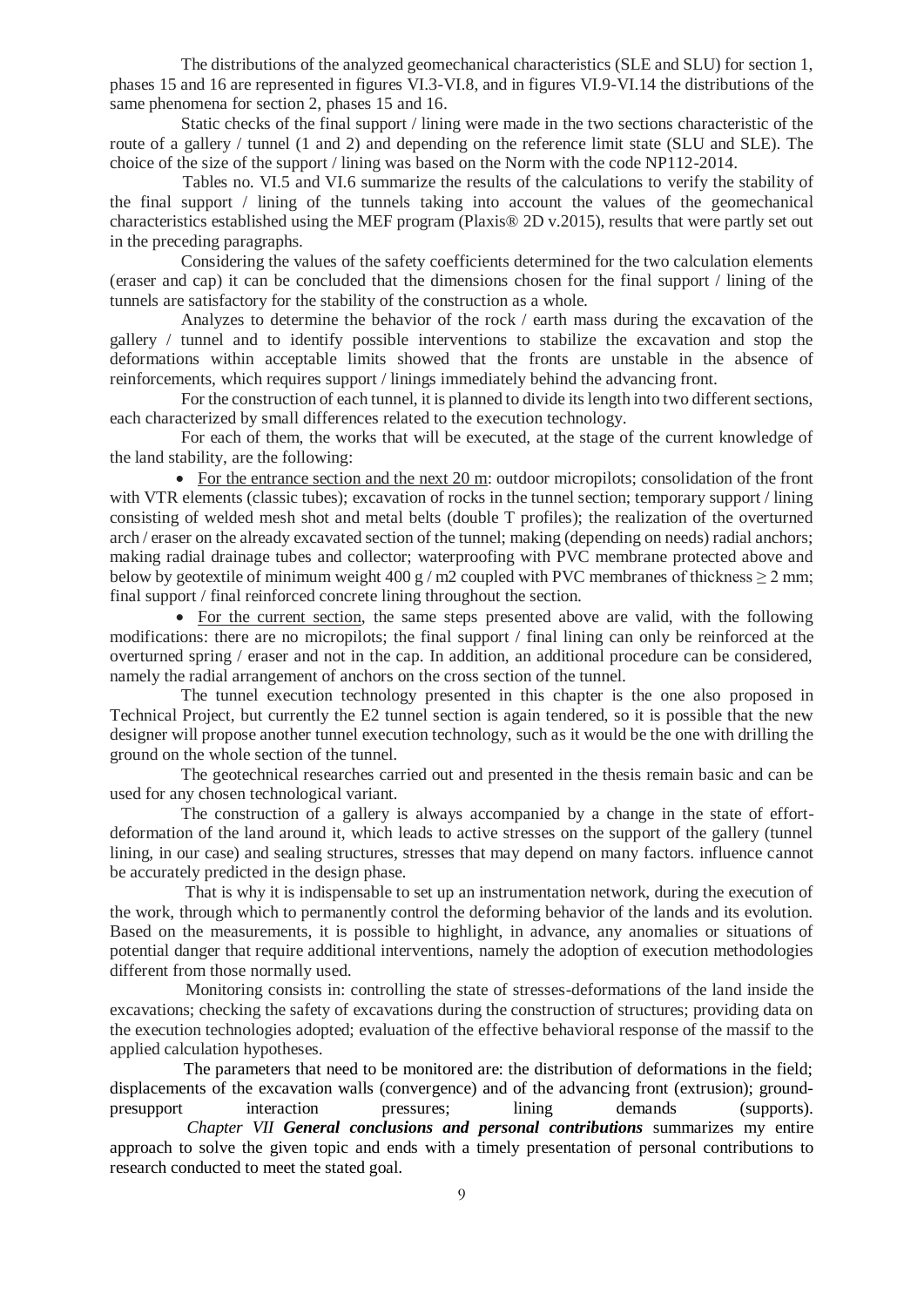The distributions of the analyzed geomechanical characteristics (SLE and SLU) for section 1, phases 15 and 16 are represented in figures VI.3-VI.8, and in figures VI.9-VI.14 the distributions of the same phenomena for section 2, phases 15 and 16.

Static checks of the final support / lining were made in the two sections characteristic of the route of a gallery / tunnel (1 and 2) and depending on the reference limit state (SLU and SLE). The choice of the size of the support / lining was based on the Norm with the code NP112-2014.

Tables no. VI.5 and VI.6 summarize the results of the calculations to verify the stability of the final support / lining of the tunnels taking into account the values of the geomechanical characteristics established using the MEF program (Plaxis® 2D v.2015), results that were partly set out in the preceding paragraphs.

Considering the values of the safety coefficients determined for the two calculation elements (eraser and cap) it can be concluded that the dimensions chosen for the final support / lining of the tunnels are satisfactory for the stability of the construction as a whole.

Analyzes to determine the behavior of the rock / earth mass during the excavation of the gallery / tunnel and to identify possible interventions to stabilize the excavation and stop the deformations within acceptable limits showed that the fronts are unstable in the absence of reinforcements, which requires support / linings immediately behind the advancing front.

For the construction of each tunnel, it is planned to divide its length into two different sections, each characterized by small differences related to the execution technology.

For each of them, the works that will be executed, at the stage of the current knowledge of the land stability, are the following:

- For the entrance section and the next 20 m: outdoor micropilots; consolidation of the front with VTR elements (classic tubes); excavation of rocks in the tunnel section; temporary support / lining consisting of welded mesh shot and metal belts (double T profiles); the realization of the overturned arch / eraser on the already excavated section of the tunnel; making (depending on needs) radial anchors; making radial drainage tubes and collector; waterproofing with PVC membrane protected above and below by geotextile of minimum weight 400 g / m2 coupled with PVC membranes of thickness ≥ 2 mm; final support / final reinforced concrete lining throughout the section.
- For the current section, the same steps presented above are valid, with the following modifications: there are no micropilots; the final support / final lining can only be reinforced at the overturned spring / eraser and not in the cap. In addition, an additional procedure can be considered, namely the radial arrangement of anchors on the cross section of the tunnel.

The tunnel execution technology presented in this chapter is the one also proposed in Technical Project, but currently the E2 tunnel section is again tendered, so it is possible that the new designer will propose another tunnel execution technology, such as it would be the one with drilling the ground on the whole section of the tunnel.

The geotechnical researches carried out and presented in the thesis remain basic and can be used for any chosen technological variant.

The construction of a gallery is always accompanied by a change in the state of effort-deformation of the land around it, which leads to active stresses on the support of the gallery (tunnel lining, in our case) and sealing structures, stresses that may depend on many factors. influence cannot be accurately predicted in the design phase.

That is why it is indispensable to set up an instrumentation network, during the execution of the work, through which to permanently control the deforming behavior of the lands and its evolution. Based on the measurements, it is possible to highlight, in advance, any anomalies or situations of potential danger that require additional interventions, namely the adoption of execution methodologies different from those normally used.

Monitoring consists in: controlling the state of stresses-deformations of the land inside the excavations; checking the safety of excavations during the construction of structures; providing data on the execution technologies adopted; evaluation of the effective behavioral response of the massif to the applied calculation hypotheses.

The parameters that need to be monitored are: the distribution of deformations in the field; displacements of the excavation walls (convergence) and of the advancing front (extrusion); ground-presupport interaction pressures; lining demands (supports).

*Chapter VII **General conclusions and personal contributions*** summarizes my entire approach to solve the given topic and ends with a timely presentation of personal contributions to research conducted to meet the stated goal.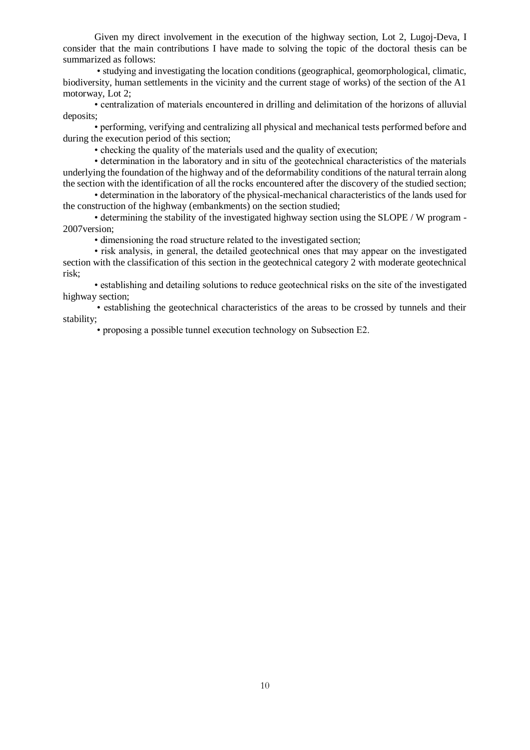Given my direct involvement in the execution of the highway section, Lot 2, Lugoj-Deva, I consider that the main contributions I have made to solving the topic of the doctoral thesis can be summarized as follows:

• studying and investigating the location conditions (geographical, geomorphological, climatic, biodiversity, human settlements in the vicinity and the current stage of works) of the section of the A1 motorway, Lot 2;

• centralization of materials encountered in drilling and delimitation of the horizons of alluvial deposits;

• performing, verifying and centralizing all physical and mechanical tests performed before and during the execution period of this section;

• checking the quality of the materials used and the quality of execution;

• determination in the laboratory and in situ of the geotechnical characteristics of the materials underlying the foundation of the highway and of the deformability conditions of the natural terrain along the section with the identification of all the rocks encountered after the discovery of the studied section;

• determination in the laboratory of the physical-mechanical characteristics of the lands used for the construction of the highway (embankments) on the section studied;

• determining the stability of the investigated highway section using the SLOPE / W program - 2007version;

• dimensioning the road structure related to the investigated section;

• risk analysis, in general, the detailed geotechnical ones that may appear on the investigated section with the classification of this section in the geotechnical category 2 with moderate geotechnical risk;

• establishing and detailing solutions to reduce geotechnical risks on the site of the investigated highway section;

• establishing the geotechnical characteristics of the areas to be crossed by tunnels and their stability;

• proposing a possible tunnel execution technology on Subsection E2.